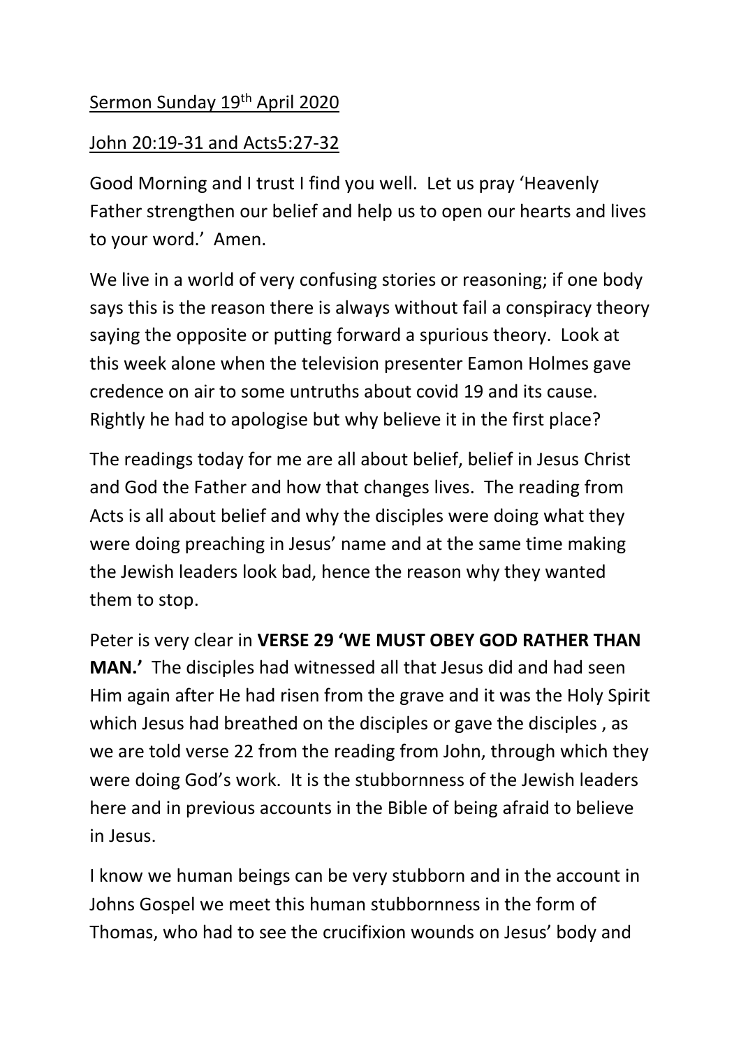Sermon Sunday 19th April 2020

John 20:19-31 and Acts5:27-32

Good Morning and I trust I find you well. Let us pray 'Heavenly Father strengthen our belief and help us to open our hearts and lives to your word.' Amen.

We live in a world of very confusing stories or reasoning; if one body says this is the reason there is always without fail a conspiracy theory saying the opposite or putting forward a spurious theory. Look at this week alone when the television presenter Eamon Holmes gave credence on air to some untruths about covid 19 and its cause. Rightly he had to apologise but why believe it in the first place?

The readings today for me are all about belief, belief in Jesus Christ and God the Father and how that changes lives. The reading from Acts is all about belief and why the disciples were doing what they were doing preaching in Jesus' name and at the same time making the Jewish leaders look bad, hence the reason why they wanted them to stop.

Peter is very clear in **VERSE 29 'WE MUST OBEY GOD RATHER THAN MAN.'** The disciples had witnessed all that Jesus did and had seen Him again after He had risen from the grave and it was the Holy Spirit which Jesus had breathed on the disciples or gave the disciples , as we are told verse 22 from the reading from John, through which they were doing God's work. It is the stubbornness of the Jewish leaders here and in previous accounts in the Bible of being afraid to believe in Jesus.

I know we human beings can be very stubborn and in the account in Johns Gospel we meet this human stubbornness in the form of Thomas, who had to see the crucifixion wounds on Jesus' body and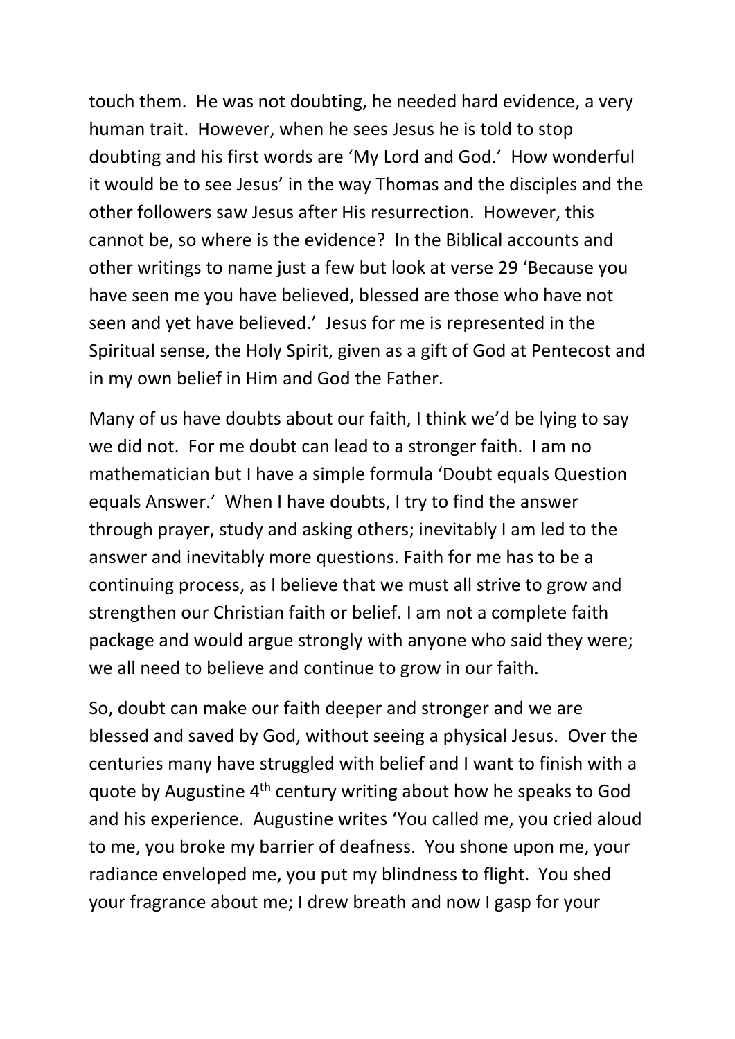touch them. He was not doubting, he needed hard evidence, a very human trait. However, when he sees Jesus he is told to stop doubting and his first words are 'My Lord and God.' How wonderful it would be to see Jesus' in the way Thomas and the disciples and the other followers saw Jesus after His resurrection. However, this cannot be, so where is the evidence? In the Biblical accounts and other writings to name just a few but look at verse 29 'Because you have seen me you have believed, blessed are those who have not seen and yet have believed.' Jesus for me is represented in the Spiritual sense, the Holy Spirit, given as a gift of God at Pentecost and in my own belief in Him and God the Father.

Many of us have doubts about our faith, I think we'd be lying to say we did not. For me doubt can lead to a stronger faith. I am no mathematician but I have a simple formula 'Doubt equals Question equals Answer.' When I have doubts, I try to find the answer through prayer, study and asking others; inevitably I am led to the answer and inevitably more questions. Faith for me has to be a continuing process, as I believe that we must all strive to grow and strengthen our Christian faith or belief. I am not a complete faith package and would argue strongly with anyone who said they were; we all need to believe and continue to grow in our faith.

So, doubt can make our faith deeper and stronger and we are blessed and saved by God, without seeing a physical Jesus. Over the centuries many have struggled with belief and I want to finish with a quote by Augustine 4th century writing about how he speaks to God and his experience. Augustine writes 'You called me, you cried aloud to me, you broke my barrier of deafness. You shone upon me, your radiance enveloped me, you put my blindness to flight. You shed your fragrance about me; I drew breath and now I gasp for your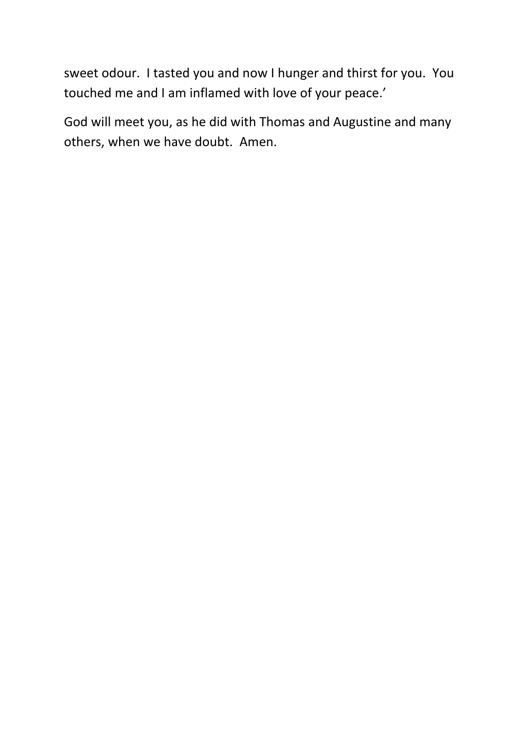sweet odour. I tasted you and now I hunger and thirst for you. You touched me and I am inflamed with love of your peace.’

God will meet you, as he did with Thomas and Augustine and many others, when we have doubt. Amen.